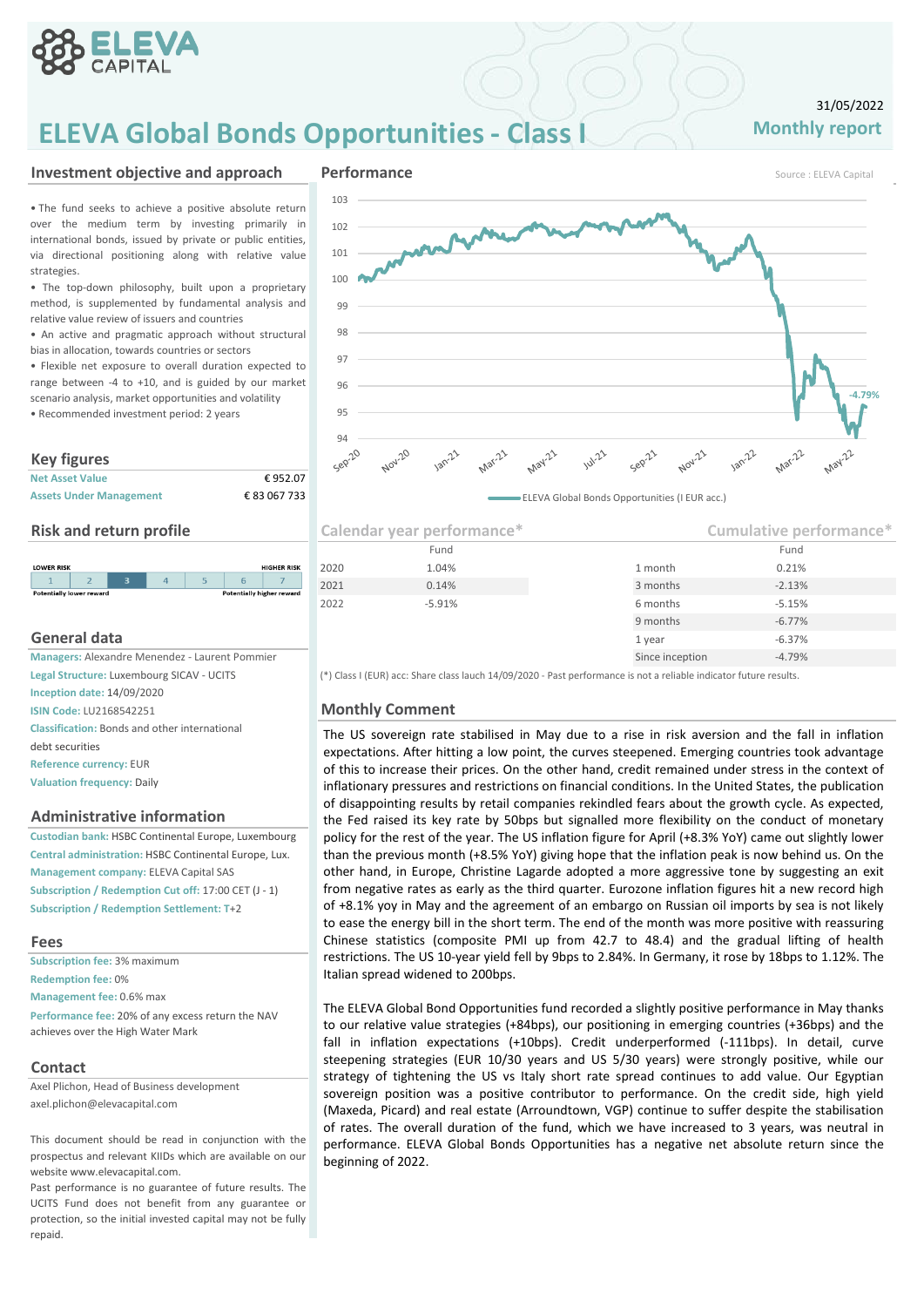# ELEVA Global Bonds Opportunities - Class I

31/05/2022

**Monthly report**

## Investment objective and approach

- The fund seeks to achieve a positive absolute return over the medium term by investing primarily in international bonds, issued by private or public entities, via directional positioning along with relative value strategies.
- The top-down philosophy, built upon a proprietary method, is supplemented by fundamental analysis and relative value review of issuers and countries
- An active and pragmatic approach without structural bias in allocation, towards countries or sectors
- Flexible net exposure to overall duration expected to range between -4 to +10, and is guided by our market scenario analysis, market opportunities and volatility
- Recommended investment period: 2 years

## Key figures

| | |
|---|---|
| **Net Asset Value** | € 952.07 |
| **Assets Under Management** | € 83 067 733 |

## Risk and return profile

LOWER RISK — HIGHER RISK

| 1 | 2 | **3** | 4 | 5 | 6 | 7 |
|---|---|---|---|---|---|---|

Potentially lower reward — Potentially higher reward

## General data

**Managers:** Alexandre Menendez - Laurent Pommier
**Legal Structure:** Luxembourg SICAV - UCITS
**Inception date:** 14/09/2020
**ISIN Code:** LU2168542251
**Classification:** Bonds and other international debt securities
**Reference currency:** EUR
**Valuation frequency:** Daily

## Administrative information

**Custodian bank:** HSBC Continental Europe, Luxembourg
**Central administration:** HSBC Continental Europe, Lux.
**Management company:** ELEVA Capital SAS
**Subscription / Redemption Cut off:** 17:00 CET (J - 1)
**Subscription / Redemption Settlement:** T+2

## Fees

**Subscription fee:** 3% maximum
**Redemption fee:** 0%
**Management fee:** 0.6% max
**Performance fee:** 20% of any excess return the NAV achieves over the High Water Mark

## Contact

Axel Plichon, Head of Business development
axel.plichon@elevacapital.com

This document should be read in conjunction with the prospectus and relevant KIIDs which are available on our website www.elevacapital.com.

Past performance is no guarantee of future results. The UCITS Fund does not benefit from any guarantee or protection, so the initial invested capital may not be fully repaid.

## Performance

Source : ELEVA Capital

ELEVA Global Bonds Opportunities (I EUR acc.) — -4.79%

## Calendar year performance*

| | Fund |
|---|---|
| 2020 | 1.04% |
| 2021 | 0.14% |
| 2022 | -5.91% |

## Cumulative performance*

| | Fund |
|---|---|
| 1 month | 0.21% |
| 3 months | -2.13% |
| 6 months | -5.15% |
| 9 months | -6.77% |
| 1 year | -6.37% |
| Since inception | -4.79% |

(*) Class I (EUR) acc: Share class lauch 14/09/2020 - Past performance is not a reliable indicator future results.

## Monthly Comment

The US sovereign rate stabilised in May due to a rise in risk aversion and the fall in inflation expectations. After hitting a low point, the curves steepened. Emerging countries took advantage of this to increase their prices. On the other hand, credit remained under stress in the context of inflationary pressures and restrictions on financial conditions. In the United States, the publication of disappointing results by retail companies rekindled fears about the growth cycle. As expected, the Fed raised its key rate by 50bps but signalled more flexibility on the conduct of monetary policy for the rest of the year. The US inflation figure for April (+8.3% YoY) came out slightly lower than the previous month (+8.5% YoY) giving hope that the inflation peak is now behind us. On the other hand, in Europe, Christine Lagarde adopted a more aggressive tone by suggesting an exit from negative rates as early as the third quarter. Eurozone inflation figures hit a new record high of +8.1% yoy in May and the agreement of an embargo on Russian oil imports by sea is not likely to ease the energy bill in the short term. The end of the month was more positive with reassuring Chinese statistics (composite PMI up from 42.7 to 48.4) and the gradual lifting of health restrictions. The US 10-year yield fell by 9bps to 2.84%. In Germany, it rose by 18bps to 1.12%. The Italian spread widened to 200bps.

The ELEVA Global Bond Opportunities fund recorded a slightly positive performance in May thanks to our relative value strategies (+84bps), our positioning in emerging countries (+36bps) and the fall in inflation expectations (+10bps). Credit underperformed (-111bps). In detail, curve steepening strategies (EUR 10/30 years and US 5/30 years) were strongly positive, while our strategy of tightening the US vs Italy short rate spread continues to add value. Our Egyptian sovereign position was a positive contributor to performance. On the credit side, high yield (Maxeda, Picard) and real estate (Arroundtown, VGP) continue to suffer despite the stabilisation of rates. The overall duration of the fund, which we have increased to 3 years, was neutral in performance. ELEVA Global Bonds Opportunities has a negative net absolute return since the beginning of 2022.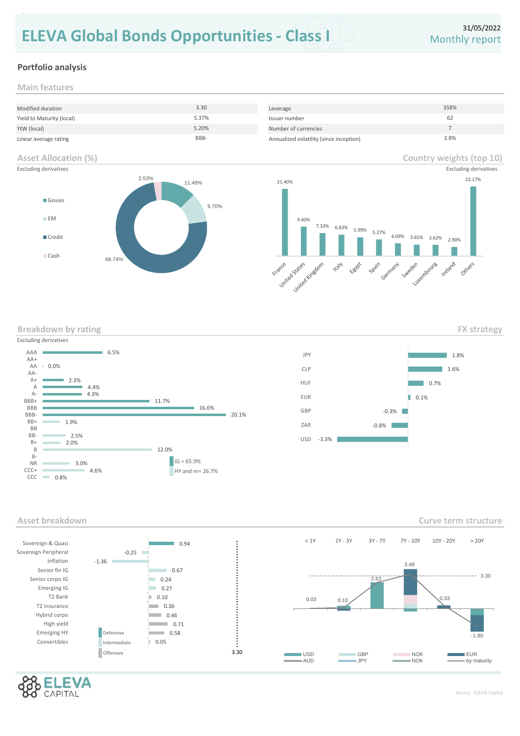# ELEVA Global Bonds Opportunities - Class I

31/05/2022
Monthly report

## Portfolio analysis

### Main features

| | | | |
|---|---|---|---|
| Modified duration | 3.30 | Leverage | 358% |
| Yield to Maturity (local) | 5.37% | Issuer number | 62 |
| YtW (local) | 5.20% | Number of currencies | 7 |
| Linear average rating | BBB- | Annualized volatility (since inception) | 2.8% |

### Asset Allocation (%)

Excluding derivatives

| Asset class | % |
|---|---|
| Govies | 11.49% |
| EM | 9.70% |
| Credit | 68.74% |
| Cash | 2.53% |

### Country weights (top 10)

Excluding derivatives

| Country | Weight |
|---|---|
| France | 21.40% |
| United States | 9.40% |
| United Kingdom | 7.33% |
| Italy | 6.83% |
| Egypt | 5.99% |
| Spain | 5.27% |
| Germany | 4.09% |
| Sweden | 3.65% |
| Luxembourg | 3.62% |
| Ireland | 2.90% |
| Others | 22.17% |

### Breakdown by rating

Excluding derivatives

| Rating | % |
|---|---|
| AAA | 6.5% |
| AA+ | |
| AA | 0.0% |
| AA- | |
| A+ | 2.3% |
| A | 4.4% |
| A- | 4.3% |
| BBB+ | 11.7% |
| BBB | 16.6% |
| BBB- | 20.1% |
| BB+ | 1.9% |
| BB | |
| BB- | 2.5% |
| B+ | 2.0% |
| B | 12.0% |
| B- | |
| NR | 3.0% |
| CCC+ | 4.6% |
| CCC | 0.8% |

IG = 65.9%
HY and nr= 26.7%

### FX strategy

| Currency | % |
|---|---|
| JPY | 1.8% |
| CLP | 1.6% |
| HUF | 0.7% |
| EUR | 0.1% |
| GBP | -0.3% |
| ZAR | -0.8% |
| USD | -3.3% |

### Asset breakdown

| Asset | Contribution |
|---|---|
| Sovereign & Quasi | 0.94 |
| Sovereign Peripheral | -0.25 |
| Inflation | -1.36 |
| Senior fin IG | 0.67 |
| Senior corpo IG | 0.24 |
| Emerging IG | 0.27 |
| T2 Bank | 0.10 |
| T2 Insurance | 0.36 |
| Hybrid corpo | 0.46 |
| High yield | 0.71 |
| Emerging HY | 0.58 |
| Convertibles | 0.05 |
| **Total** | **3.30** |

Defensive / Intermediate / Offensive

### Curve term structure

| Maturity | < 1Y | 1Y - 3Y | 3Y - 7Y | 7Y - 10Y | 10Y - 20Y | > 20Y |
|---|---|---|---|---|---|---|
| by maturity | 0.03 | 0.10 | 2.63 | 3.48 | 0.33 | -1.80 |

Total: 3.30

USD, GBP, NOK, EUR, AUD, JPY, NOK, by maturity

Source : ELEVA Capital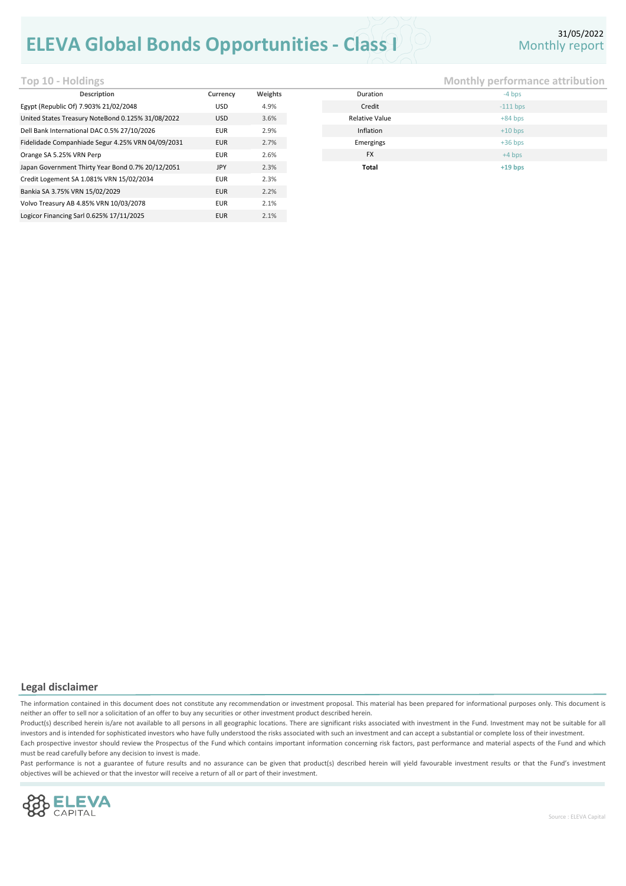# ELEVA Global Bonds Opportunities - Class I

31/05/2022
Monthly report

## Top 10 - Holdings

| Description | Currency | Weights |
|---|---|---|
| Egypt (Republic Of) 7.903% 21/02/2048 | USD | 4.9% |
| United States Treasury NoteBond 0.125% 31/08/2022 | USD | 3.6% |
| Dell Bank International DAC 0.5% 27/10/2026 | EUR | 2.9% |
| Fidelidade Companhiade Segur 4.25% VRN 04/09/2031 | EUR | 2.7% |
| Orange SA 5.25% VRN Perp | EUR | 2.6% |
| Japan Government Thirty Year Bond 0.7% 20/12/2051 | JPY | 2.3% |
| Credit Logement SA 1.081% VRN 15/02/2034 | EUR | 2.3% |
| Bankia SA 3.75% VRN 15/02/2029 | EUR | 2.2% |
| Volvo Treasury AB 4.85% VRN 10/03/2078 | EUR | 2.1% |
| Logicor Financing Sarl 0.625% 17/11/2025 | EUR | 2.1% |

## Monthly performance attribution

| | |
|---|---|
| Duration | -4 bps |
| Credit | -111 bps |
| Relative Value | +84 bps |
| Inflation | +10 bps |
| Emergings | +36 bps |
| FX | +4 bps |
| **Total** | **+19 bps** |

## Legal disclaimer

The information contained in this document does not constitute any recommendation or investment proposal. This material has been prepared for informational purposes only. This document is neither an offer to sell nor a solicitation of an offer to buy any securities or other investment product described herein.

Product(s) described herein is/are not available to all persons in all geographic locations. There are significant risks associated with investment in the Fund. Investment may not be suitable for all investors and is intended for sophisticated investors who have fully understood the risks associated with such an investment and can accept a substantial or complete loss of their investment.

Each prospective investor should review the Prospectus of the Fund which contains important information concerning risk factors, past performance and material aspects of the Fund and which must be read carefully before any decision to invest is made.

Past performance is not a guarantee of future results and no assurance can be given that product(s) described herein will yield favourable investment results or that the Fund's investment objectives will be achieved or that the investor will receive a return of all or part of their investment.

ELEVA CAPITAL

Source : ELEVA Capital